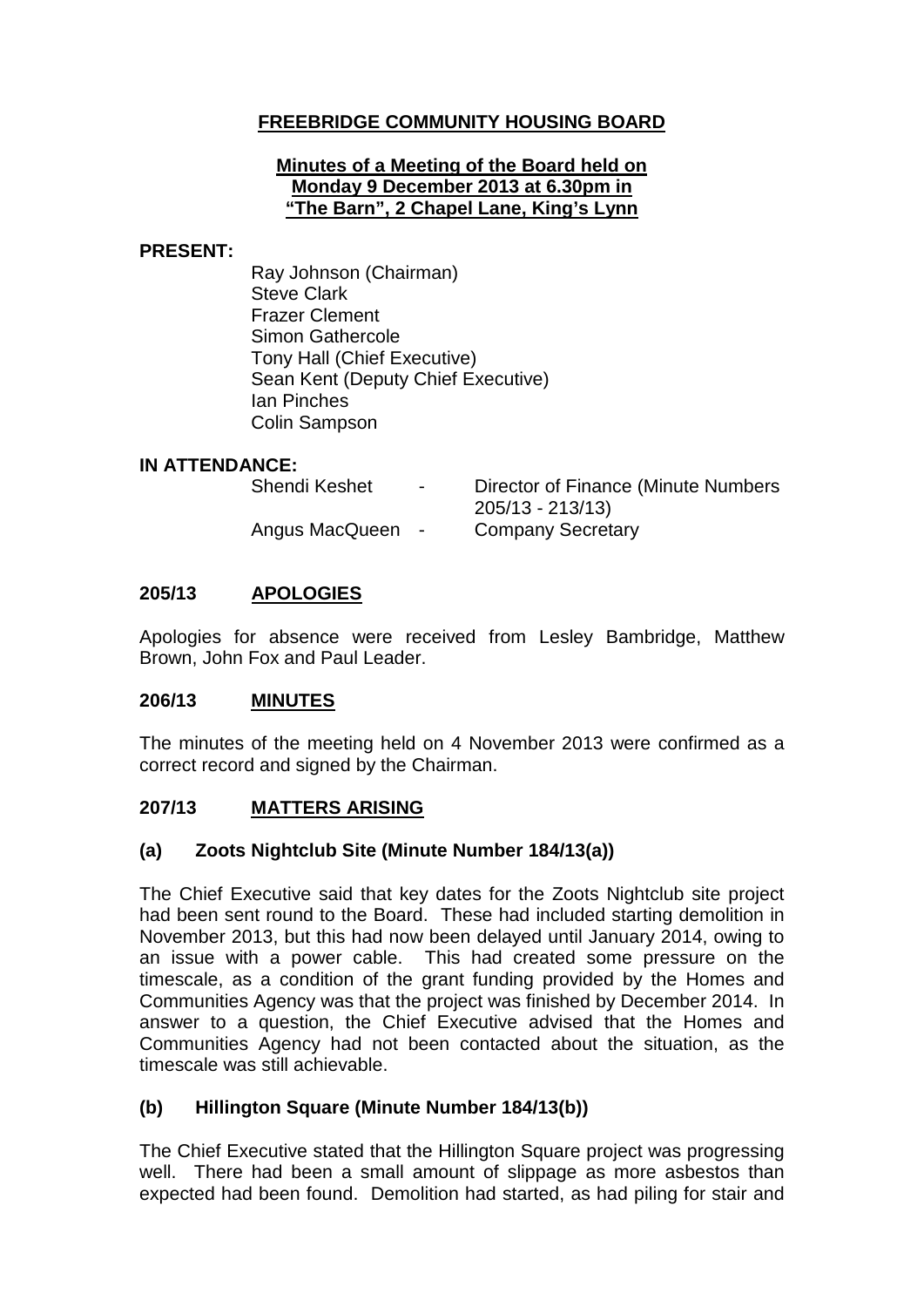# FREEBRIDGE COMMUNITY HOUSING BOARD

**Minutes of a Meeting of the Board held on Monday 9 December 2013 at 6.30pm in "The Barn", 2 Chapel Lane, King's Lynn**

**PRESENT:**

Ray Johnson (Chairman)
Steve Clark
Frazer Clement
Simon Gathercole
Tony Hall (Chief Executive)
Sean Kent (Deputy Chief Executive)
Ian Pinches
Colin Sampson

**IN ATTENDANCE:**

| | | |
|---|---|---|
| Shendi Keshet | - | Director of Finance (Minute Numbers 205/13 - 213/13) |
| Angus MacQueen | - | Company Secretary |

## 205/13 APOLOGIES

Apologies for absence were received from Lesley Bambridge, Matthew Brown, John Fox and Paul Leader.

## 206/13 MINUTES

The minutes of the meeting held on 4 November 2013 were confirmed as a correct record and signed by the Chairman.

## 207/13 MATTERS ARISING

### (a) Zoots Nightclub Site (Minute Number 184/13(a))

The Chief Executive said that key dates for the Zoots Nightclub site project had been sent round to the Board. These had included starting demolition in November 2013, but this had now been delayed until January 2014, owing to an issue with a power cable. This had created some pressure on the timescale, as a condition of the grant funding provided by the Homes and Communities Agency was that the project was finished by December 2014. In answer to a question, the Chief Executive advised that the Homes and Communities Agency had not been contacted about the situation, as the timescale was still achievable.

### (b) Hillington Square (Minute Number 184/13(b))

The Chief Executive stated that the Hillington Square project was progressing well. There had been a small amount of slippage as more asbestos than expected had been found. Demolition had started, as had piling for stair and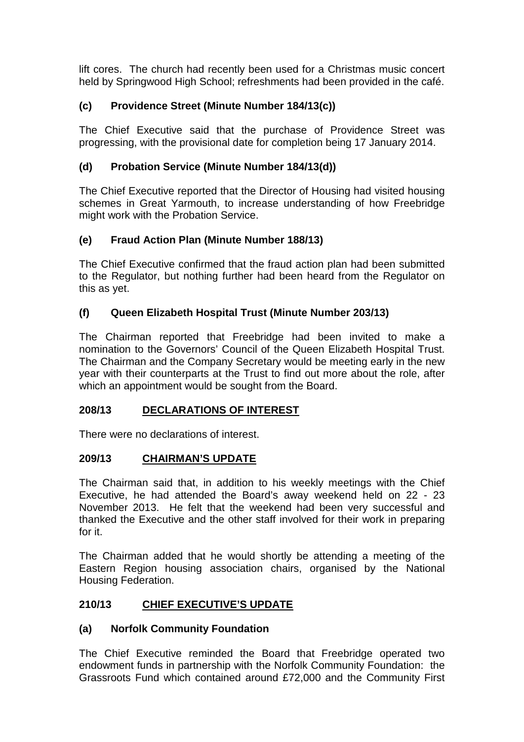lift cores. The church had recently been used for a Christmas music concert held by Springwood High School; refreshments had been provided in the café.

### (c) Providence Street (Minute Number 184/13(c))

The Chief Executive said that the purchase of Providence Street was progressing, with the provisional date for completion being 17 January 2014.

### (d) Probation Service (Minute Number 184/13(d))

The Chief Executive reported that the Director of Housing had visited housing schemes in Great Yarmouth, to increase understanding of how Freebridge might work with the Probation Service.

### (e) Fraud Action Plan (Minute Number 188/13)

The Chief Executive confirmed that the fraud action plan had been submitted to the Regulator, but nothing further had been heard from the Regulator on this as yet.

### (f) Queen Elizabeth Hospital Trust (Minute Number 203/13)

The Chairman reported that Freebridge had been invited to make a nomination to the Governors' Council of the Queen Elizabeth Hospital Trust. The Chairman and the Company Secretary would be meeting early in the new year with their counterparts at the Trust to find out more about the role, after which an appointment would be sought from the Board.

## 208/13 DECLARATIONS OF INTEREST

There were no declarations of interest.

## 209/13 CHAIRMAN'S UPDATE

The Chairman said that, in addition to his weekly meetings with the Chief Executive, he had attended the Board's away weekend held on 22 - 23 November 2013. He felt that the weekend had been very successful and thanked the Executive and the other staff involved for their work in preparing for it.

The Chairman added that he would shortly be attending a meeting of the Eastern Region housing association chairs, organised by the National Housing Federation.

## 210/13 CHIEF EXECUTIVE'S UPDATE

### (a) Norfolk Community Foundation

The Chief Executive reminded the Board that Freebridge operated two endowment funds in partnership with the Norfolk Community Foundation: the Grassroots Fund which contained around £72,000 and the Community First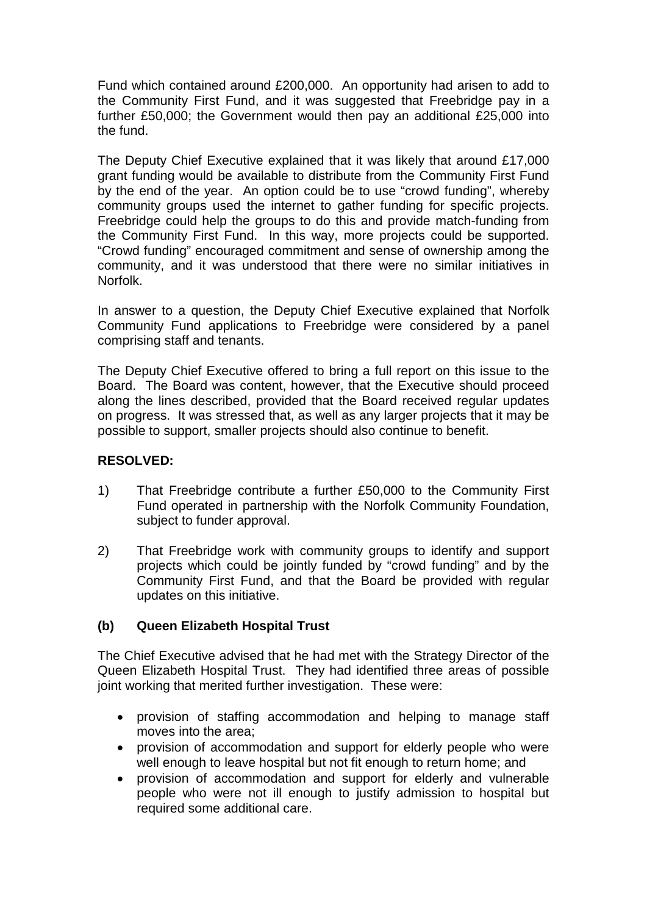Fund which contained around £200,000. An opportunity had arisen to add to the Community First Fund, and it was suggested that Freebridge pay in a further £50,000; the Government would then pay an additional £25,000 into the fund.

The Deputy Chief Executive explained that it was likely that around £17,000 grant funding would be available to distribute from the Community First Fund by the end of the year. An option could be to use "crowd funding", whereby community groups used the internet to gather funding for specific projects. Freebridge could help the groups to do this and provide match-funding from the Community First Fund. In this way, more projects could be supported. "Crowd funding" encouraged commitment and sense of ownership among the community, and it was understood that there were no similar initiatives in Norfolk.

In answer to a question, the Deputy Chief Executive explained that Norfolk Community Fund applications to Freebridge were considered by a panel comprising staff and tenants.

The Deputy Chief Executive offered to bring a full report on this issue to the Board. The Board was content, however, that the Executive should proceed along the lines described, provided that the Board received regular updates on progress. It was stressed that, as well as any larger projects that it may be possible to support, smaller projects should also continue to benefit.

**RESOLVED:**

1) That Freebridge contribute a further £50,000 to the Community First Fund operated in partnership with the Norfolk Community Foundation, subject to funder approval.

2) That Freebridge work with community groups to identify and support projects which could be jointly funded by "crowd funding" and by the Community First Fund, and that the Board be provided with regular updates on this initiative.

**(b) Queen Elizabeth Hospital Trust**

The Chief Executive advised that he had met with the Strategy Director of the Queen Elizabeth Hospital Trust. They had identified three areas of possible joint working that merited further investigation. These were:

- provision of staffing accommodation and helping to manage staff moves into the area;
- provision of accommodation and support for elderly people who were well enough to leave hospital but not fit enough to return home; and
- provision of accommodation and support for elderly and vulnerable people who were not ill enough to justify admission to hospital but required some additional care.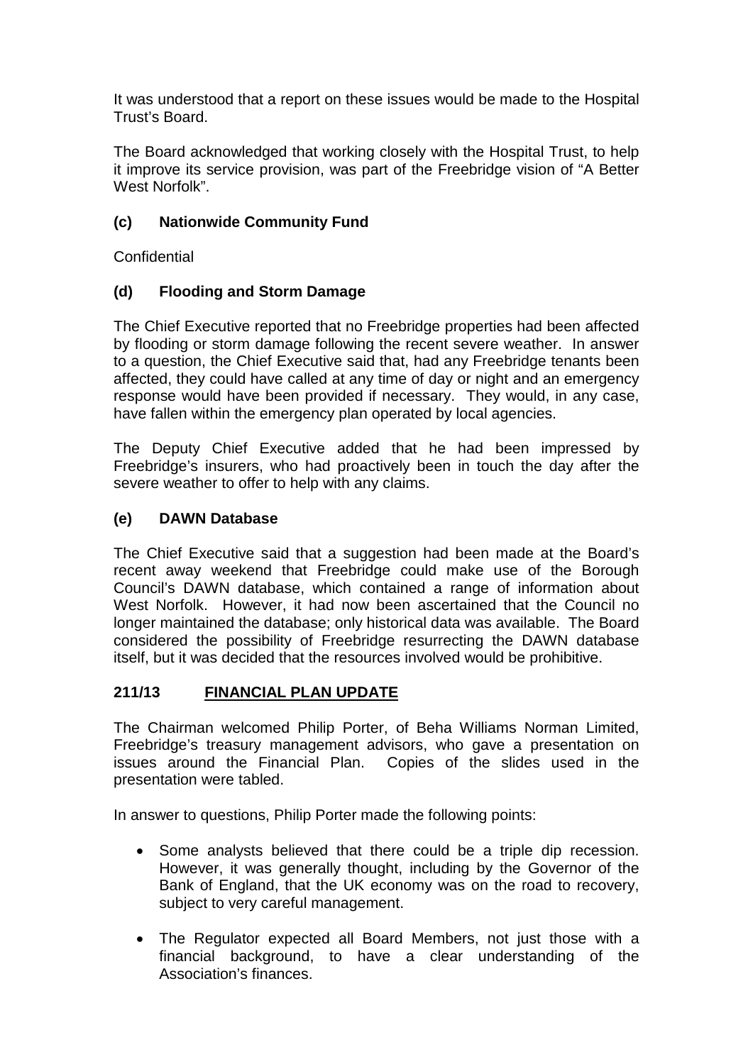It was understood that a report on these issues would be made to the Hospital Trust's Board.

The Board acknowledged that working closely with the Hospital Trust, to help it improve its service provision, was part of the Freebridge vision of "A Better West Norfolk".

### (c) Nationwide Community Fund

Confidential

### (d) Flooding and Storm Damage

The Chief Executive reported that no Freebridge properties had been affected by flooding or storm damage following the recent severe weather. In answer to a question, the Chief Executive said that, had any Freebridge tenants been affected, they could have called at any time of day or night and an emergency response would have been provided if necessary. They would, in any case, have fallen within the emergency plan operated by local agencies.

The Deputy Chief Executive added that he had been impressed by Freebridge's insurers, who had proactively been in touch the day after the severe weather to offer to help with any claims.

### (e) DAWN Database

The Chief Executive said that a suggestion had been made at the Board's recent away weekend that Freebridge could make use of the Borough Council's DAWN database, which contained a range of information about West Norfolk. However, it had now been ascertained that the Council no longer maintained the database; only historical data was available. The Board considered the possibility of Freebridge resurrecting the DAWN database itself, but it was decided that the resources involved would be prohibitive.

## 211/13 FINANCIAL PLAN UPDATE

The Chairman welcomed Philip Porter, of Beha Williams Norman Limited, Freebridge's treasury management advisors, who gave a presentation on issues around the Financial Plan. Copies of the slides used in the presentation were tabled.

In answer to questions, Philip Porter made the following points:

- Some analysts believed that there could be a triple dip recession. However, it was generally thought, including by the Governor of the Bank of England, that the UK economy was on the road to recovery, subject to very careful management.

- The Regulator expected all Board Members, not just those with a financial background, to have a clear understanding of the Association's finances.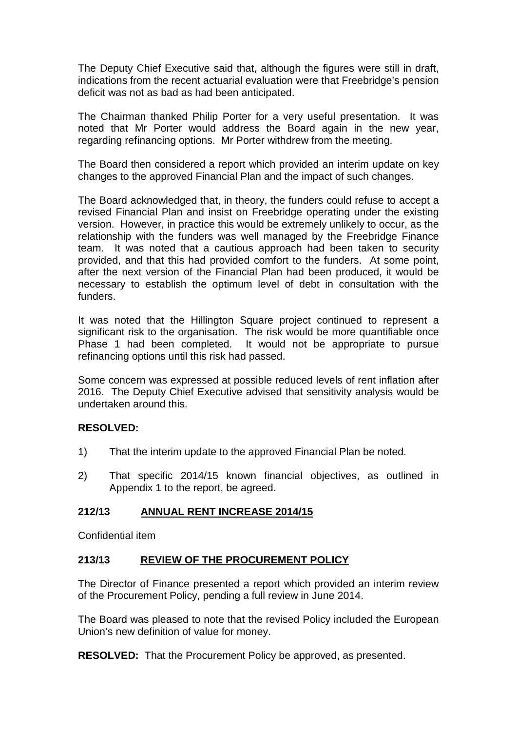The Deputy Chief Executive said that, although the figures were still in draft, indications from the recent actuarial evaluation were that Freebridge's pension deficit was not as bad as had been anticipated.

The Chairman thanked Philip Porter for a very useful presentation. It was noted that Mr Porter would address the Board again in the new year, regarding refinancing options. Mr Porter withdrew from the meeting.

The Board then considered a report which provided an interim update on key changes to the approved Financial Plan and the impact of such changes.

The Board acknowledged that, in theory, the funders could refuse to accept a revised Financial Plan and insist on Freebridge operating under the existing version. However, in practice this would be extremely unlikely to occur, as the relationship with the funders was well managed by the Freebridge Finance team. It was noted that a cautious approach had been taken to security provided, and that this had provided comfort to the funders. At some point, after the next version of the Financial Plan had been produced, it would be necessary to establish the optimum level of debt in consultation with the funders.

It was noted that the Hillington Square project continued to represent a significant risk to the organisation. The risk would be more quantifiable once Phase 1 had been completed. It would not be appropriate to pursue refinancing options until this risk had passed.

Some concern was expressed at possible reduced levels of rent inflation after 2016. The Deputy Chief Executive advised that sensitivity analysis would be undertaken around this.

**RESOLVED:**

1) That the interim update to the approved Financial Plan be noted.

2) That specific 2014/15 known financial objectives, as outlined in Appendix 1 to the report, be agreed.

## 212/13 ANNUAL RENT INCREASE 2014/15

Confidential item

## 213/13 REVIEW OF THE PROCUREMENT POLICY

The Director of Finance presented a report which provided an interim review of the Procurement Policy, pending a full review in June 2014.

The Board was pleased to note that the revised Policy included the European Union's new definition of value for money.

**RESOLVED:** That the Procurement Policy be approved, as presented.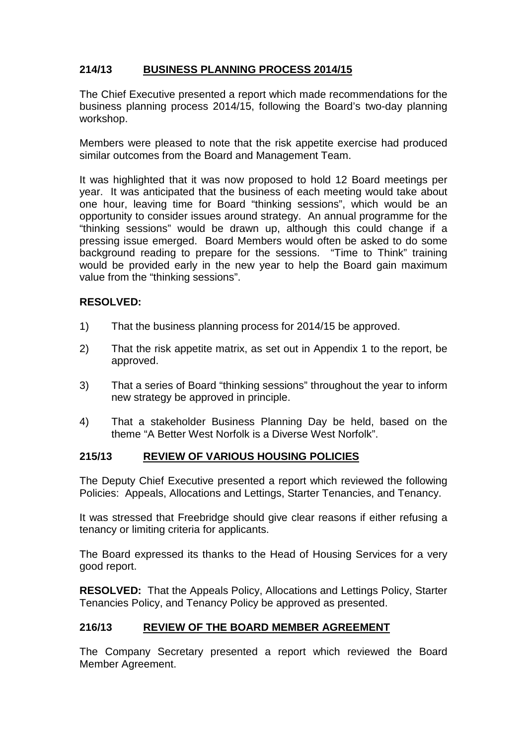## 214/13 BUSINESS PLANNING PROCESS 2014/15

The Chief Executive presented a report which made recommendations for the business planning process 2014/15, following the Board's two-day planning workshop.

Members were pleased to note that the risk appetite exercise had produced similar outcomes from the Board and Management Team.

It was highlighted that it was now proposed to hold 12 Board meetings per year. It was anticipated that the business of each meeting would take about one hour, leaving time for Board "thinking sessions", which would be an opportunity to consider issues around strategy. An annual programme for the "thinking sessions" would be drawn up, although this could change if a pressing issue emerged. Board Members would often be asked to do some background reading to prepare for the sessions. "Time to Think" training would be provided early in the new year to help the Board gain maximum value from the "thinking sessions".

**RESOLVED:**

1) That the business planning process for 2014/15 be approved.

2) That the risk appetite matrix, as set out in Appendix 1 to the report, be approved.

3) That a series of Board "thinking sessions" throughout the year to inform new strategy be approved in principle.

4) That a stakeholder Business Planning Day be held, based on the theme "A Better West Norfolk is a Diverse West Norfolk".

## 215/13 REVIEW OF VARIOUS HOUSING POLICIES

The Deputy Chief Executive presented a report which reviewed the following Policies: Appeals, Allocations and Lettings, Starter Tenancies, and Tenancy.

It was stressed that Freebridge should give clear reasons if either refusing a tenancy or limiting criteria for applicants.

The Board expressed its thanks to the Head of Housing Services for a very good report.

**RESOLVED:** That the Appeals Policy, Allocations and Lettings Policy, Starter Tenancies Policy, and Tenancy Policy be approved as presented.

## 216/13 REVIEW OF THE BOARD MEMBER AGREEMENT

The Company Secretary presented a report which reviewed the Board Member Agreement.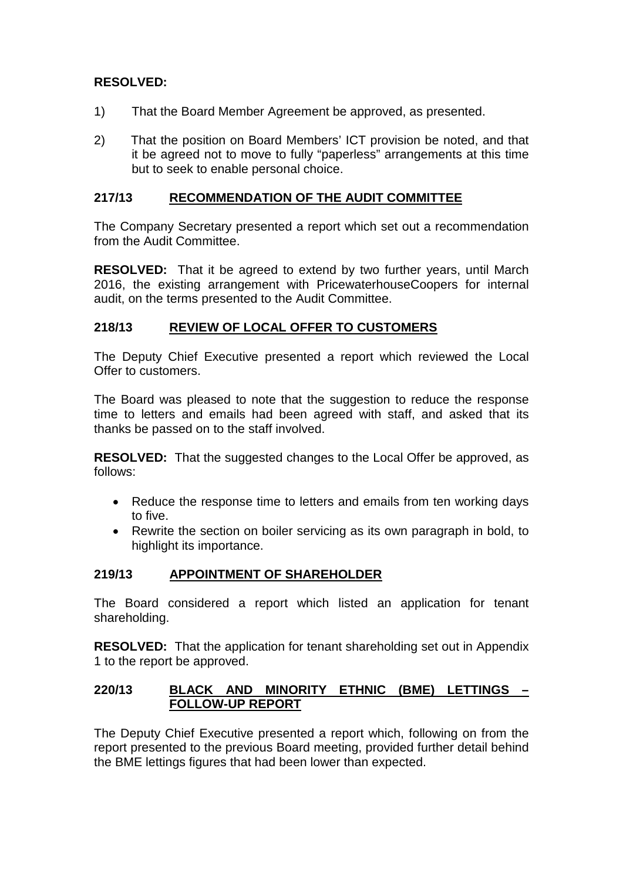**RESOLVED:**

1) That the Board Member Agreement be approved, as presented.

2) That the position on Board Members' ICT provision be noted, and that it be agreed not to move to fully "paperless" arrangements at this time but to seek to enable personal choice.

## 217/13 RECOMMENDATION OF THE AUDIT COMMITTEE

The Company Secretary presented a report which set out a recommendation from the Audit Committee.

**RESOLVED:** That it be agreed to extend by two further years, until March 2016, the existing arrangement with PricewaterhouseCoopers for internal audit, on the terms presented to the Audit Committee.

## 218/13 REVIEW OF LOCAL OFFER TO CUSTOMERS

The Deputy Chief Executive presented a report which reviewed the Local Offer to customers.

The Board was pleased to note that the suggestion to reduce the response time to letters and emails had been agreed with staff, and asked that its thanks be passed on to the staff involved.

**RESOLVED:** That the suggested changes to the Local Offer be approved, as follows:

- Reduce the response time to letters and emails from ten working days to five.
- Rewrite the section on boiler servicing as its own paragraph in bold, to highlight its importance.

## 219/13 APPOINTMENT OF SHAREHOLDER

The Board considered a report which listed an application for tenant shareholding.

**RESOLVED:** That the application for tenant shareholding set out in Appendix 1 to the report be approved.

## 220/13 BLACK AND MINORITY ETHNIC (BME) LETTINGS – FOLLOW-UP REPORT

The Deputy Chief Executive presented a report which, following on from the report presented to the previous Board meeting, provided further detail behind the BME lettings figures that had been lower than expected.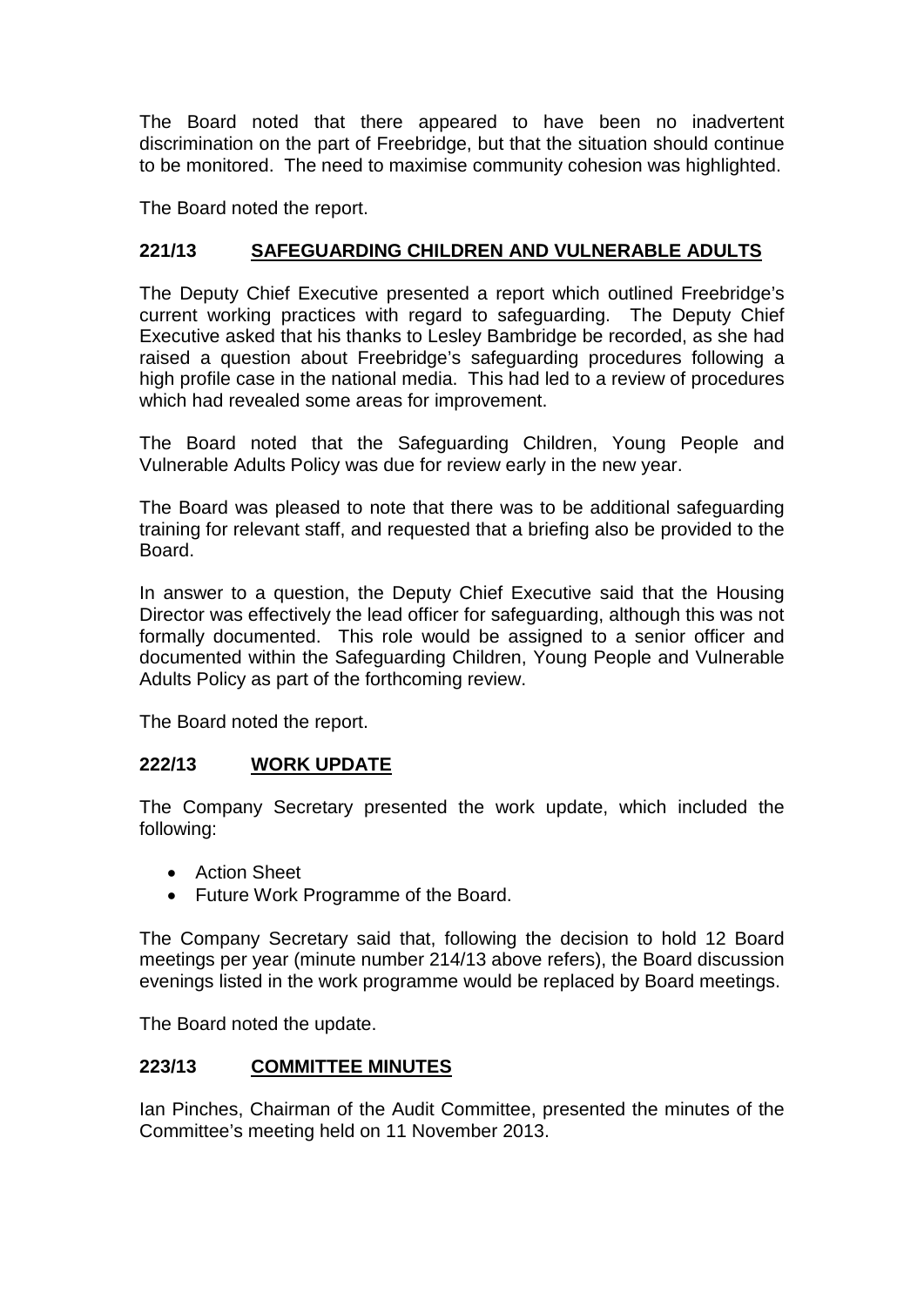The Board noted that there appeared to have been no inadvertent discrimination on the part of Freebridge, but that the situation should continue to be monitored. The need to maximise community cohesion was highlighted.

The Board noted the report.

## 221/13 SAFEGUARDING CHILDREN AND VULNERABLE ADULTS

The Deputy Chief Executive presented a report which outlined Freebridge's current working practices with regard to safeguarding. The Deputy Chief Executive asked that his thanks to Lesley Bambridge be recorded, as she had raised a question about Freebridge's safeguarding procedures following a high profile case in the national media. This had led to a review of procedures which had revealed some areas for improvement.

The Board noted that the Safeguarding Children, Young People and Vulnerable Adults Policy was due for review early in the new year.

The Board was pleased to note that there was to be additional safeguarding training for relevant staff, and requested that a briefing also be provided to the Board.

In answer to a question, the Deputy Chief Executive said that the Housing Director was effectively the lead officer for safeguarding, although this was not formally documented. This role would be assigned to a senior officer and documented within the Safeguarding Children, Young People and Vulnerable Adults Policy as part of the forthcoming review.

The Board noted the report.

## 222/13 WORK UPDATE

The Company Secretary presented the work update, which included the following:

- Action Sheet
- Future Work Programme of the Board.

The Company Secretary said that, following the decision to hold 12 Board meetings per year (minute number 214/13 above refers), the Board discussion evenings listed in the work programme would be replaced by Board meetings.

The Board noted the update.

## 223/13 COMMITTEE MINUTES

Ian Pinches, Chairman of the Audit Committee, presented the minutes of the Committee's meeting held on 11 November 2013.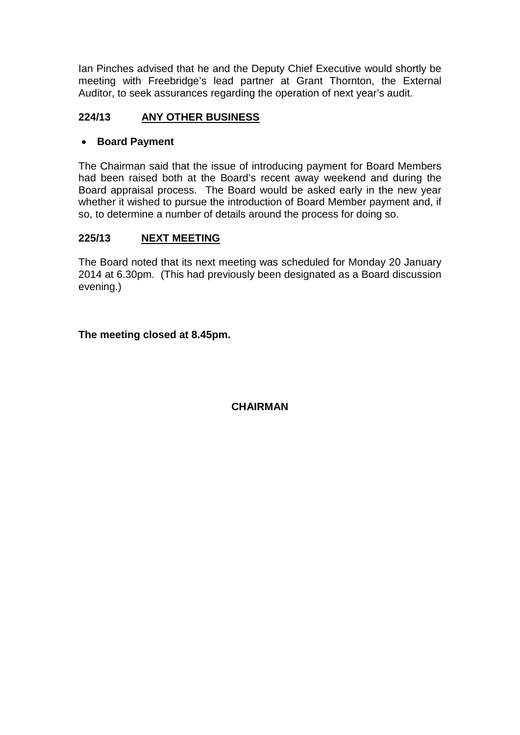Ian Pinches advised that he and the Deputy Chief Executive would shortly be meeting with Freebridge's lead partner at Grant Thornton, the External Auditor, to seek assurances regarding the operation of next year's audit.

## 224/13 ANY OTHER BUSINESS

- **Board Payment**

The Chairman said that the issue of introducing payment for Board Members had been raised both at the Board's recent away weekend and during the Board appraisal process. The Board would be asked early in the new year whether it wished to pursue the introduction of Board Member payment and, if so, to determine a number of details around the process for doing so.

## 225/13 NEXT MEETING

The Board noted that its next meeting was scheduled for Monday 20 January 2014 at 6.30pm. (This had previously been designated as a Board discussion evening.)

**The meeting closed at 8.45pm.**

**CHAIRMAN**